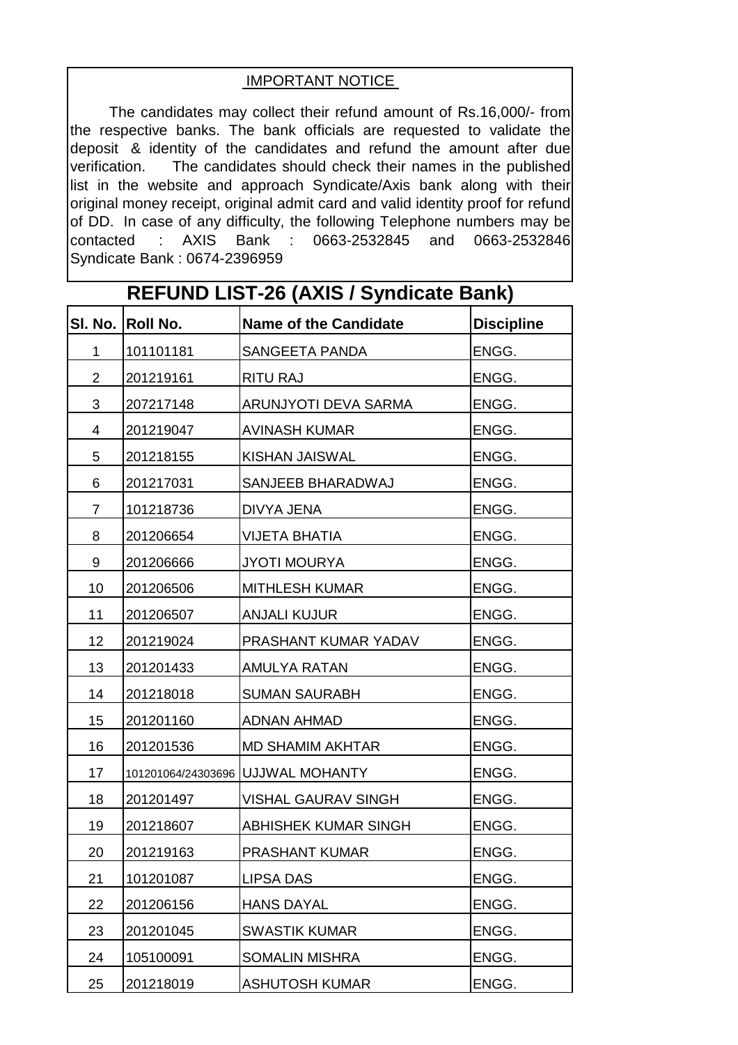**IMPORTANT NOTICE**

The candidates may collect their refund amount of Rs.16,000/- from the respective banks. The bank officials are requested to validate the deposit & identity of the candidates and refund the amount after due verification. The candidates should check their names in the published list in the website and approach Syndicate/Axis bank along with their original money receipt, original admit card and valid identity proof for refund of DD. In case of any difficulty, the following Telephone numbers may be contacted : AXIS Bank : 0663-2532845 and 0663-2532846 Syndicate Bank : 0674-2396959

# REFUND LIST-26 (AXIS / Syndicate Bank)

| Sl. No. | Roll No. | Name of the Candidate | Discipline |
|---|---|---|---|
| 1 | 101101181 | SANGEETA PANDA | ENGG. |
| 2 | 201219161 | RITU RAJ | ENGG. |
| 3 | 207217148 | ARUNJYOTI DEVA SARMA | ENGG. |
| 4 | 201219047 | AVINASH KUMAR | ENGG. |
| 5 | 201218155 | KISHAN JAISWAL | ENGG. |
| 6 | 201217031 | SANJEEB BHARADWAJ | ENGG. |
| 7 | 101218736 | DIVYA JENA | ENGG. |
| 8 | 201206654 | VIJETA BHATIA | ENGG. |
| 9 | 201206666 | JYOTI MOURYA | ENGG. |
| 10 | 201206506 | MITHLESH KUMAR | ENGG. |
| 11 | 201206507 | ANJALI KUJUR | ENGG. |
| 12 | 201219024 | PRASHANT KUMAR YADAV | ENGG. |
| 13 | 201201433 | AMULYA RATAN | ENGG. |
| 14 | 201218018 | SUMAN SAURABH | ENGG. |
| 15 | 201201160 | ADNAN AHMAD | ENGG. |
| 16 | 201201536 | MD SHAMIM AKHTAR | ENGG. |
| 17 | 101201064/24303696 | UJJWAL MOHANTY | ENGG. |
| 18 | 201201497 | VISHAL GAURAV SINGH | ENGG. |
| 19 | 201218607 | ABHISHEK KUMAR SINGH | ENGG. |
| 20 | 201219163 | PRASHANT KUMAR | ENGG. |
| 21 | 101201087 | LIPSA DAS | ENGG. |
| 22 | 201206156 | HANS DAYAL | ENGG. |
| 23 | 201201045 | SWASTIK KUMAR | ENGG. |
| 24 | 105100091 | SOMALIN MISHRA | ENGG. |
| 25 | 201218019 | ASHUTOSH KUMAR | ENGG. |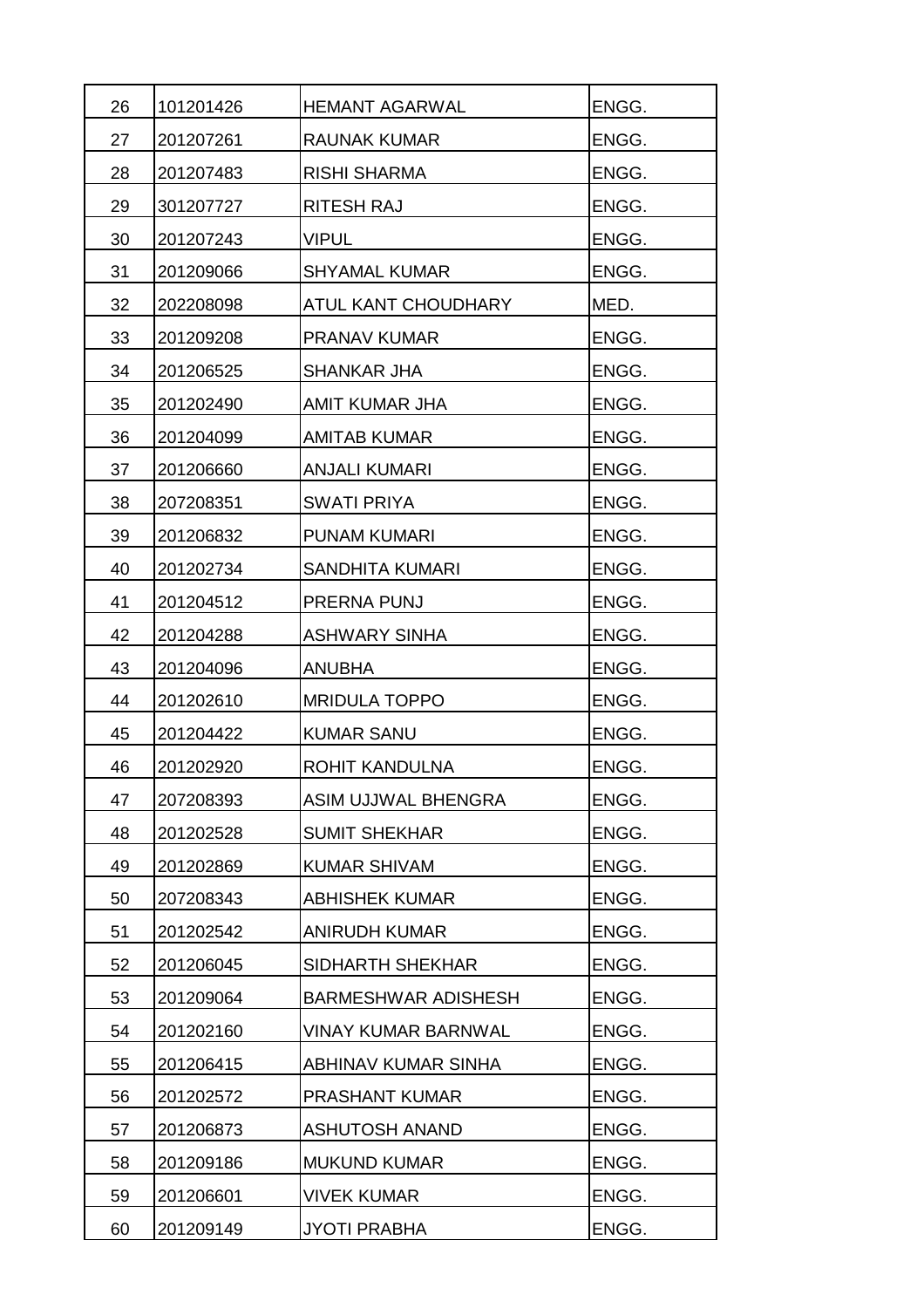| | | | |
|---|---|---|---|
| 26 | 101201426 | HEMANT AGARWAL | ENGG. |
| 27 | 201207261 | RAUNAK KUMAR | ENGG. |
| 28 | 201207483 | RISHI SHARMA | ENGG. |
| 29 | 301207727 | RITESH RAJ | ENGG. |
| 30 | 201207243 | VIPUL | ENGG. |
| 31 | 201209066 | SHYAMAL KUMAR | ENGG. |
| 32 | 202208098 | ATUL KANT CHOUDHARY | MED. |
| 33 | 201209208 | PRANAV KUMAR | ENGG. |
| 34 | 201206525 | SHANKAR JHA | ENGG. |
| 35 | 201202490 | AMIT KUMAR JHA | ENGG. |
| 36 | 201204099 | AMITAB KUMAR | ENGG. |
| 37 | 201206660 | ANJALI KUMARI | ENGG. |
| 38 | 207208351 | SWATI PRIYA | ENGG. |
| 39 | 201206832 | PUNAM KUMARI | ENGG. |
| 40 | 201202734 | SANDHITA KUMARI | ENGG. |
| 41 | 201204512 | PRERNA PUNJ | ENGG. |
| 42 | 201204288 | ASHWARY SINHA | ENGG. |
| 43 | 201204096 | ANUBHA | ENGG. |
| 44 | 201202610 | MRIDULA TOPPO | ENGG. |
| 45 | 201204422 | KUMAR SANU | ENGG. |
| 46 | 201202920 | ROHIT KANDULNA | ENGG. |
| 47 | 207208393 | ASIM UJJWAL BHENGRA | ENGG. |
| 48 | 201202528 | SUMIT SHEKHAR | ENGG. |
| 49 | 201202869 | KUMAR SHIVAM | ENGG. |
| 50 | 207208343 | ABHISHEK KUMAR | ENGG. |
| 51 | 201202542 | ANIRUDH KUMAR | ENGG. |
| 52 | 201206045 | SIDHARTH SHEKHAR | ENGG. |
| 53 | 201209064 | BARMESHWAR ADISHESH | ENGG. |
| 54 | 201202160 | VINAY KUMAR BARNWAL | ENGG. |
| 55 | 201206415 | ABHINAV KUMAR SINHA | ENGG. |
| 56 | 201202572 | PRASHANT KUMAR | ENGG. |
| 57 | 201206873 | ASHUTOSH ANAND | ENGG. |
| 58 | 201209186 | MUKUND KUMAR | ENGG. |
| 59 | 201206601 | VIVEK KUMAR | ENGG. |
| 60 | 201209149 | JYOTI PRABHA | ENGG. |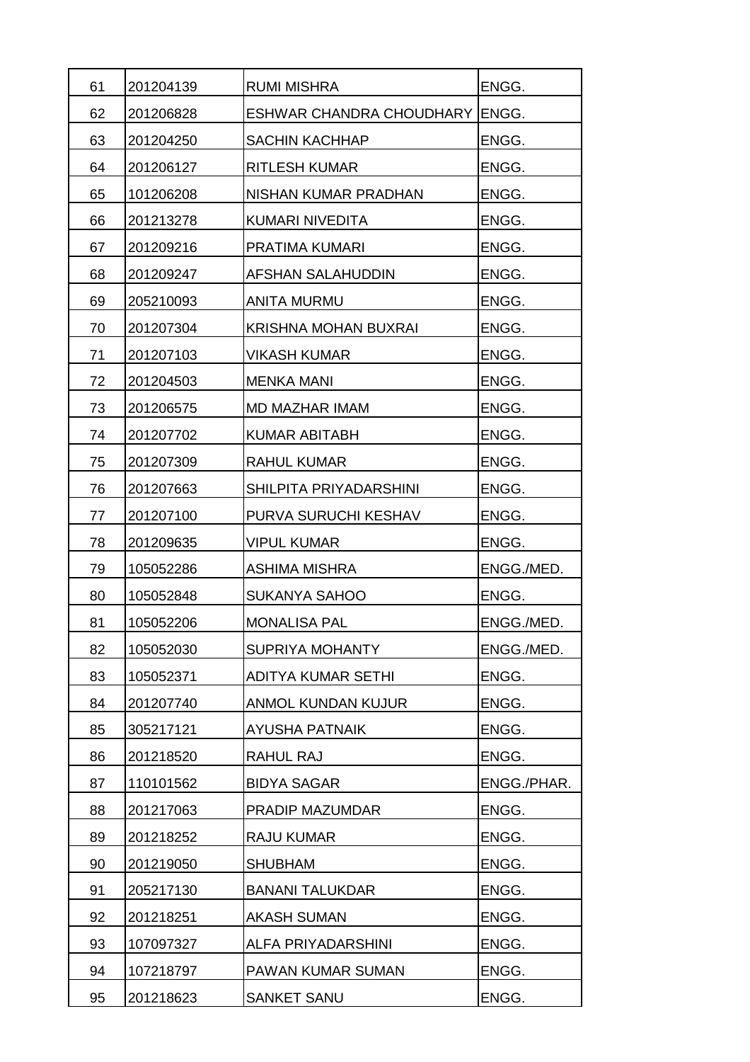| | | | |
|---|---|---|---|
| 61 | 201204139 | RUMI MISHRA | ENGG. |
| 62 | 201206828 | ESHWAR CHANDRA CHOUDHARY | ENGG. |
| 63 | 201204250 | SACHIN KACHHAP | ENGG. |
| 64 | 201206127 | RITLESH KUMAR | ENGG. |
| 65 | 101206208 | NISHAN KUMAR PRADHAN | ENGG. |
| 66 | 201213278 | KUMARI NIVEDITA | ENGG. |
| 67 | 201209216 | PRATIMA KUMARI | ENGG. |
| 68 | 201209247 | AFSHAN SALAHUDDIN | ENGG. |
| 69 | 205210093 | ANITA MURMU | ENGG. |
| 70 | 201207304 | KRISHNA MOHAN BUXRAI | ENGG. |
| 71 | 201207103 | VIKASH KUMAR | ENGG. |
| 72 | 201204503 | MENKA MANI | ENGG. |
| 73 | 201206575 | MD MAZHAR IMAM | ENGG. |
| 74 | 201207702 | KUMAR ABITABH | ENGG. |
| 75 | 201207309 | RAHUL KUMAR | ENGG. |
| 76 | 201207663 | SHILPITA PRIYADARSHINI | ENGG. |
| 77 | 201207100 | PURVA SURUCHI KESHAV | ENGG. |
| 78 | 201209635 | VIPUL KUMAR | ENGG. |
| 79 | 105052286 | ASHIMA MISHRA | ENGG./MED. |
| 80 | 105052848 | SUKANYA SAHOO | ENGG. |
| 81 | 105052206 | MONALISA PAL | ENGG./MED. |
| 82 | 105052030 | SUPRIYA MOHANTY | ENGG./MED. |
| 83 | 105052371 | ADITYA KUMAR SETHI | ENGG. |
| 84 | 201207740 | ANMOL KUNDAN KUJUR | ENGG. |
| 85 | 305217121 | AYUSHA PATNAIK | ENGG. |
| 86 | 201218520 | RAHUL RAJ | ENGG. |
| 87 | 110101562 | BIDYA SAGAR | ENGG./PHAR. |
| 88 | 201217063 | PRADIP MAZUMDAR | ENGG. |
| 89 | 201218252 | RAJU KUMAR | ENGG. |
| 90 | 201219050 | SHUBHAM | ENGG. |
| 91 | 205217130 | BANANI TALUKDAR | ENGG. |
| 92 | 201218251 | AKASH SUMAN | ENGG. |
| 93 | 107097327 | ALFA PRIYADARSHINI | ENGG. |
| 94 | 107218797 | PAWAN KUMAR SUMAN | ENGG. |
| 95 | 201218623 | SANKET SANU | ENGG. |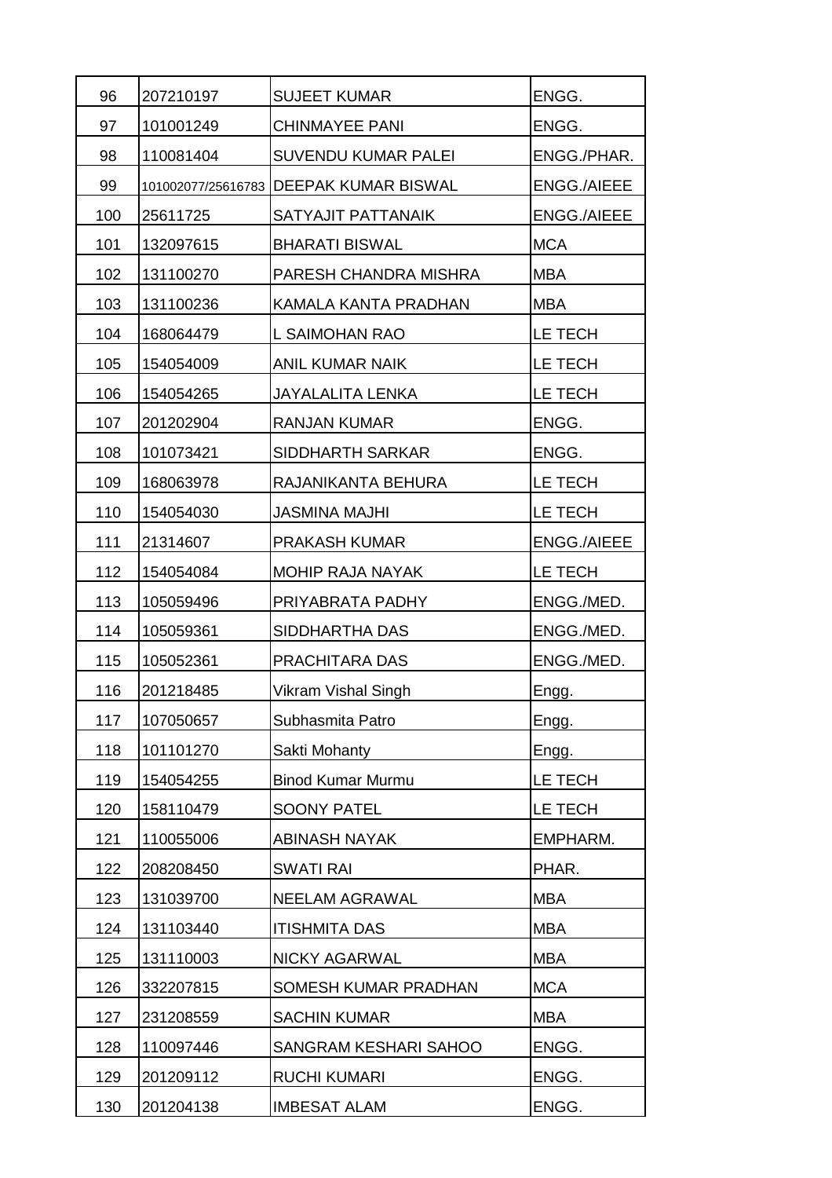| | | | |
|---|---|---|---|
| 96 | 207210197 | SUJEET KUMAR | ENGG. |
| 97 | 101001249 | CHINMAYEE PANI | ENGG. |
| 98 | 110081404 | SUVENDU KUMAR PALEI | ENGG./PHAR. |
| 99 | 101002077/25616783 | DEEPAK KUMAR BISWAL | ENGG./AIEEE |
| 100 | 25611725 | SATYAJIT PATTANAIK | ENGG./AIEEE |
| 101 | 132097615 | BHARATI BISWAL | MCA |
| 102 | 131100270 | PARESH CHANDRA MISHRA | MBA |
| 103 | 131100236 | KAMALA KANTA PRADHAN | MBA |
| 104 | 168064479 | L SAIMOHAN RAO | LE TECH |
| 105 | 154054009 | ANIL KUMAR NAIK | LE TECH |
| 106 | 154054265 | JAYALALITA LENKA | LE TECH |
| 107 | 201202904 | RANJAN KUMAR | ENGG. |
| 108 | 101073421 | SIDDHARTH SARKAR | ENGG. |
| 109 | 168063978 | RAJANIKANTA BEHURA | LE TECH |
| 110 | 154054030 | JASMINA MAJHI | LE TECH |
| 111 | 21314607 | PRAKASH KUMAR | ENGG./AIEEE |
| 112 | 154054084 | MOHIP RAJA NAYAK | LE TECH |
| 113 | 105059496 | PRIYABRATA PADHY | ENGG./MED. |
| 114 | 105059361 | SIDDHARTHA DAS | ENGG./MED. |
| 115 | 105052361 | PRACHITARA DAS | ENGG./MED. |
| 116 | 201218485 | Vikram Vishal Singh | Engg. |
| 117 | 107050657 | Subhasmita Patro | Engg. |
| 118 | 101101270 | Sakti Mohanty | Engg. |
| 119 | 154054255 | Binod Kumar Murmu | LE TECH |
| 120 | 158110479 | SOONY PATEL | LE TECH |
| 121 | 110055006 | ABINASH NAYAK | EMPHARM. |
| 122 | 208208450 | SWATI RAI | PHAR. |
| 123 | 131039700 | NEELAM AGRAWAL | MBA |
| 124 | 131103440 | ITISHMITA DAS | MBA |
| 125 | 131110003 | NICKY AGARWAL | MBA |
| 126 | 332207815 | SOMESH KUMAR PRADHAN | MCA |
| 127 | 231208559 | SACHIN KUMAR | MBA |
| 128 | 110097446 | SANGRAM KESHARI SAHOO | ENGG. |
| 129 | 201209112 | RUCHI KUMARI | ENGG. |
| 130 | 201204138 | IMBESAT ALAM | ENGG. |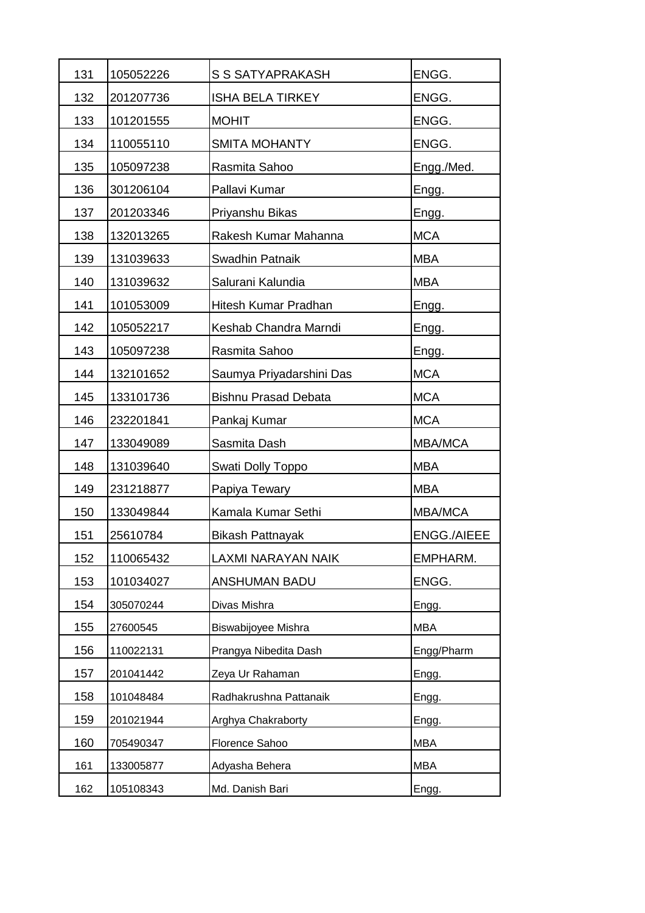| | | | |
|---|---|---|---|
| 131 | 105052226 | S S SATYAPRAKASH | ENGG. |
| 132 | 201207736 | ISHA BELA TIRKEY | ENGG. |
| 133 | 101201555 | MOHIT | ENGG. |
| 134 | 110055110 | SMITA MOHANTY | ENGG. |
| 135 | 105097238 | Rasmita Sahoo | Engg./Med. |
| 136 | 301206104 | Pallavi Kumar | Engg. |
| 137 | 201203346 | Priyanshu Bikas | Engg. |
| 138 | 132013265 | Rakesh Kumar Mahanna | MCA |
| 139 | 131039633 | Swadhin Patnaik | MBA |
| 140 | 131039632 | Salurani Kalundia | MBA |
| 141 | 101053009 | Hitesh Kumar Pradhan | Engg. |
| 142 | 105052217 | Keshab Chandra Marndi | Engg. |
| 143 | 105097238 | Rasmita Sahoo | Engg. |
| 144 | 132101652 | Saumya Priyadarshini Das | MCA |
| 145 | 133101736 | Bishnu Prasad Debata | MCA |
| 146 | 232201841 | Pankaj Kumar | MCA |
| 147 | 133049089 | Sasmita Dash | MBA/MCA |
| 148 | 131039640 | Swati Dolly Toppo | MBA |
| 149 | 231218877 | Papiya Tewary | MBA |
| 150 | 133049844 | Kamala Kumar Sethi | MBA/MCA |
| 151 | 25610784 | Bikash Pattnayak | ENGG./AIEEE |
| 152 | 110065432 | LAXMI NARAYAN NAIK | EMPHARM. |
| 153 | 101034027 | ANSHUMAN BADU | ENGG. |
| 154 | 305070244 | Divas Mishra | Engg. |
| 155 | 27600545 | Biswabijoyee Mishra | MBA |
| 156 | 110022131 | Prangya Nibedita Dash | Engg/Pharm |
| 157 | 201041442 | Zeya Ur Rahaman | Engg. |
| 158 | 101048484 | Radhakrushna Pattanaik | Engg. |
| 159 | 201021944 | Arghya Chakraborty | Engg. |
| 160 | 705490347 | Florence Sahoo | MBA |
| 161 | 133005877 | Adyasha Behera | MBA |
| 162 | 105108343 | Md. Danish Bari | Engg. |